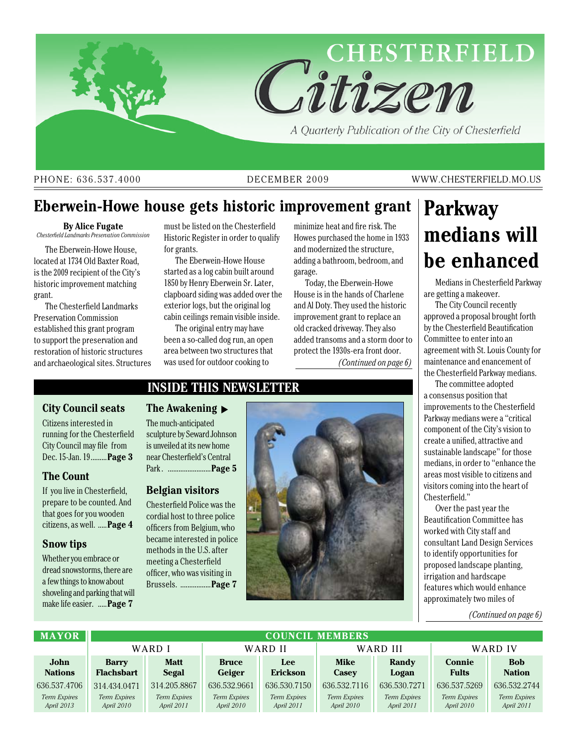# CHESTERFIELD Citizen

*A Quarterly Publication of the City of Chesterfield*

PHONE: 636.537.4000 | DECEMBER 2009 | WWW.CHESTERFIELD.MO.US

## Eberwein-Howe house gets historic improvement grant

**By Alice Fugate**
*Chesterfield Landmarks Preservation Commission*

The Eberwein-Howe House, located at 1734 Old Baxter Road, is the 2009 recipient of the City's historic improvement matching grant.

The Chesterfield Landmarks Preservation Commission established this grant program to support the preservation and restoration of historic structures and archaeological sites. Structures must be listed on the Chesterfield Historic Register in order to qualify for grants.

The Eberwein-Howe House started as a log cabin built around 1850 by Henry Eberwein Sr. Later, clapboard siding was added over the exterior logs, but the original log cabin ceilings remain visible inside.

The original entry may have been a so-called dog run, an open area between two structures that was used for outdoor cooking to minimize heat and fire risk. The Howes purchased the home in 1933 and modernized the structure, adding a bathroom, bedroom, and garage.

Today, the Eberwein-Howe House is in the hands of Charlene and Al Doty. They used the historic improvement grant to replace an old cracked driveway. They also added transoms and a storm door to protect the 1930s-era front door.

*(Continued on page 6)*

## Parkway medians will be enhanced

Medians in Chesterfield Parkway are getting a makeover.

The City Council recently approved a proposal brought forth by the Chesterfield Beautification Committee to enter into an agreement with St. Louis County for maintenance and enancement of the Chesterfield Parkway medians.

The committee adopted a consensus position that improvements to the Chesterfield Parkway medians were a "critical component of the City's vision to create a unified, attractive and sustainable landscape" for those medians, in order to "enhance the areas most visible to citizens and visitors coming into the heart of Chesterfield."

Over the past year the Beautification Committee has worked with City staff and consultant Land Design Services to identify opportunities for proposed landscape planting, irrigation and hardscape features which would enhance approximately two miles of

*(Continued on page 6)*

## INSIDE THIS NEWSLETTER

### City Council seats

Citizens interested in running for the Chesterfield City Council may file from Dec. 15-Jan. 19.........**Page 3**

### The Count

If you live in Chesterfield, prepare to be counted. And that goes for you wooden citizens, as well. .....**Page 4**

### Snow tips

Whether you embrace or dread snowstorms, there are a few things to know about shoveling and parking that will make life easier. .....**Page 7**

### The Awakening ▶

The much-anticipated sculpture by Seward Johnson is unveiled at its new home near Chesterfield's Central Park. ........................**Page 5**

### Belgian visitors

Chesterfield Police was the cordial host to three police officers from Belgium, who became interested in police methods in the U.S. after meeting a Chesterfield officer, who was visiting in Brussels. .................**Page 7**

| MAYOR | COUNCIL MEMBERS | | | | | | | |
|---|---|---|---|---|---|---|---|---|
| | WARD I | | WARD II | | WARD III | | WARD IV | |
| **John Nations** | **Barry Flachsbart** | **Matt Segal** | **Bruce Geiger** | **Lee Erickson** | **Mike Casey** | **Randy Logan** | **Connie Fults** | **Bob Nation** |
| 636.537.4706 | 314.434.0471 | 314.205.8867 | 636.532.9661 | 636.530.7150 | 636.532.7116 | 636.530.7271 | 636.537.5269 | 636.532.2744 |
| *Term Expires April 2013* | *Term Expires April 2010* | *Term Expires April 2011* | *Term Expires April 2010* | *Term Expires April 2011* | *Term Expires April 2010* | *Term Expires April 2011* | *Term Expires April 2010* | *Term Expires April 2011* |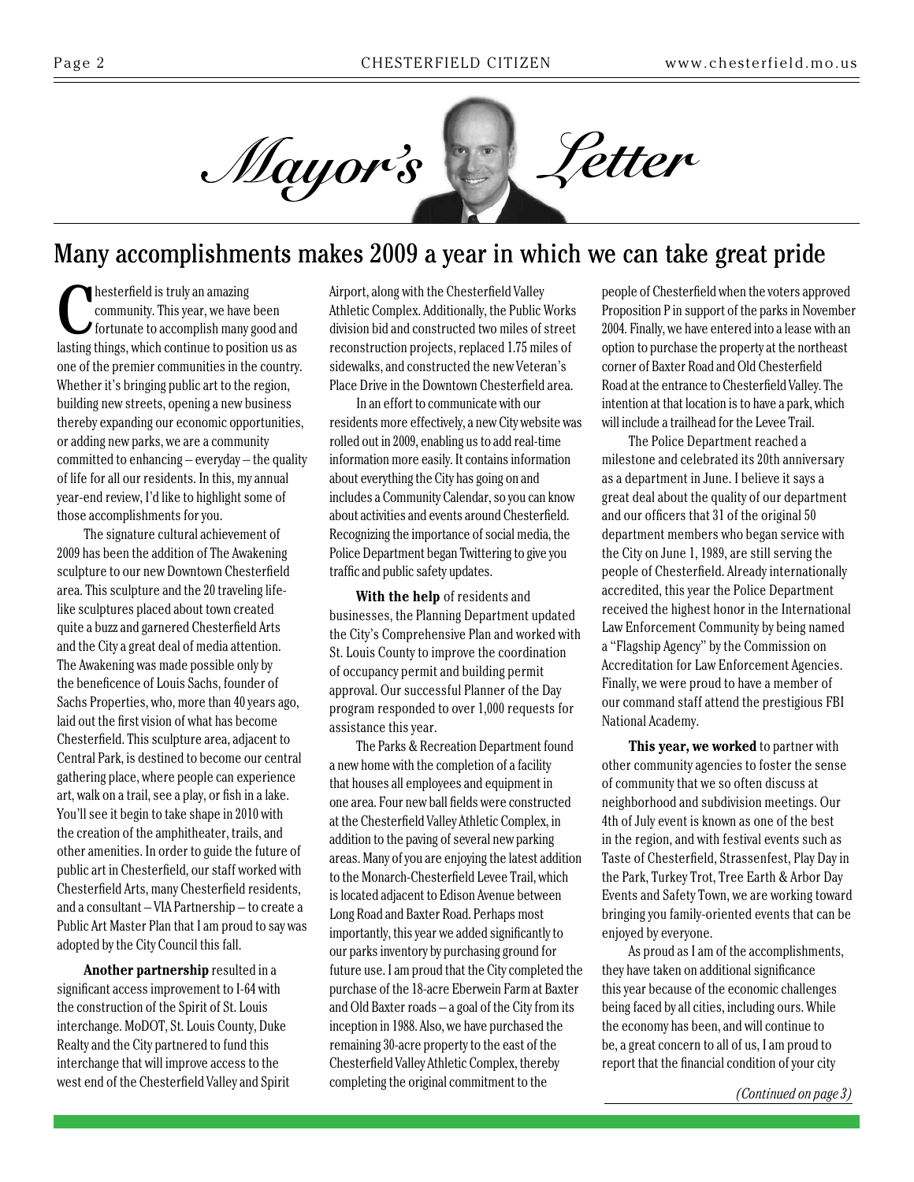# Mayor's Letter

## Many accomplishments makes 2009 a year in which we can take great pride

Chesterfield is truly an amazing community. This year, we have been fortunate to accomplish many good and lasting things, which continue to position us as one of the premier communities in the country. Whether it's bringing public art to the region, building new streets, opening a new business thereby expanding our economic opportunities, or adding new parks, we are a community committed to enhancing – everyday – the quality of life for all our residents. In this, my annual year-end review, I'd like to highlight some of those accomplishments for you.

The signature cultural achievement of 2009 has been the addition of The Awakening sculpture to our new Downtown Chesterfield area. This sculpture and the 20 traveling life-like sculptures placed about town created quite a buzz and garnered Chesterfield Arts and the City a great deal of media attention. The Awakening was made possible only by the beneficence of Louis Sachs, founder of Sachs Properties, who, more than 40 years ago, laid out the first vision of what has become Chesterfield. This sculpture area, adjacent to Central Park, is destined to become our central gathering place, where people can experience art, walk on a trail, see a play, or fish in a lake. You'll see it begin to take shape in 2010 with the creation of the amphitheater, trails, and other amenities. In order to guide the future of public art in Chesterfield, our staff worked with Chesterfield Arts, many Chesterfield residents, and a consultant – VIA Partnership – to create a Public Art Master Plan that I am proud to say was adopted by the City Council this fall.

**Another partnership** resulted in a significant access improvement to I-64 with the construction of the Spirit of St. Louis interchange. MoDOT, St. Louis County, Duke Realty and the City partnered to fund this interchange that will improve access to the west end of the Chesterfield Valley and Spirit Airport, along with the Chesterfield Valley Athletic Complex. Additionally, the Public Works division bid and constructed two miles of street reconstruction projects, replaced 1.75 miles of sidewalks, and constructed the new Veteran's Place Drive in the Downtown Chesterfield area.

In an effort to communicate with our residents more effectively, a new City website was rolled out in 2009, enabling us to add real-time information more easily. It contains information about everything the City has going on and includes a Community Calendar, so you can know about activities and events around Chesterfield. Recognizing the importance of social media, the Police Department began Twittering to give you traffic and public safety updates.

**With the help** of residents and businesses, the Planning Department updated the City's Comprehensive Plan and worked with St. Louis County to improve the coordination of occupancy permit and building permit approval. Our successful Planner of the Day program responded to over 1,000 requests for assistance this year.

The Parks & Recreation Department found a new home with the completion of a facility that houses all employees and equipment in one area. Four new ball fields were constructed at the Chesterfield Valley Athletic Complex, in addition to the paving of several new parking areas. Many of you are enjoying the latest addition to the Monarch-Chesterfield Levee Trail, which is located adjacent to Edison Avenue between Long Road and Baxter Road. Perhaps most importantly, this year we added significantly to our parks inventory by purchasing ground for future use. I am proud that the City completed the purchase of the 18-acre Eberwein Farm at Baxter and Old Baxter roads – a goal of the City from its inception in 1988. Also, we have purchased the remaining 30-acre property to the east of the Chesterfield Valley Athletic Complex, thereby completing the original commitment to the people of Chesterfield when the voters approved Proposition P in support of the parks in November 2004. Finally, we have entered into a lease with an option to purchase the property at the northeast corner of Baxter Road and Old Chesterfield Road at the entrance to Chesterfield Valley. The intention at that location is to have a park, which will include a trailhead for the Levee Trail.

The Police Department reached a milestone and celebrated its 20th anniversary as a department in June. I believe it says a great deal about the quality of our department and our officers that 31 of the original 50 department members who began service with the City on June 1, 1989, are still serving the people of Chesterfield. Already internationally accredited, this year the Police Department received the highest honor in the International Law Enforcement Community by being named a "Flagship Agency" by the Commission on Accreditation for Law Enforcement Agencies. Finally, we were proud to have a member of our command staff attend the prestigious FBI National Academy.

**This year, we worked** to partner with other community agencies to foster the sense of community that we so often discuss at neighborhood and subdivision meetings. Our 4th of July event is known as one of the best in the region, and with festival events such as Taste of Chesterfield, Strassenfest, Play Day in the Park, Turkey Trot, Tree Earth & Arbor Day Events and Safety Town, we are working toward bringing you family-oriented events that can be enjoyed by everyone.

As proud as I am of the accomplishments, they have taken on additional significance this year because of the economic challenges being faced by all cities, including ours. While the economy has been, and will continue to be, a great concern to all of us, I am proud to report that the financial condition of your city

*(Continued on page 3)*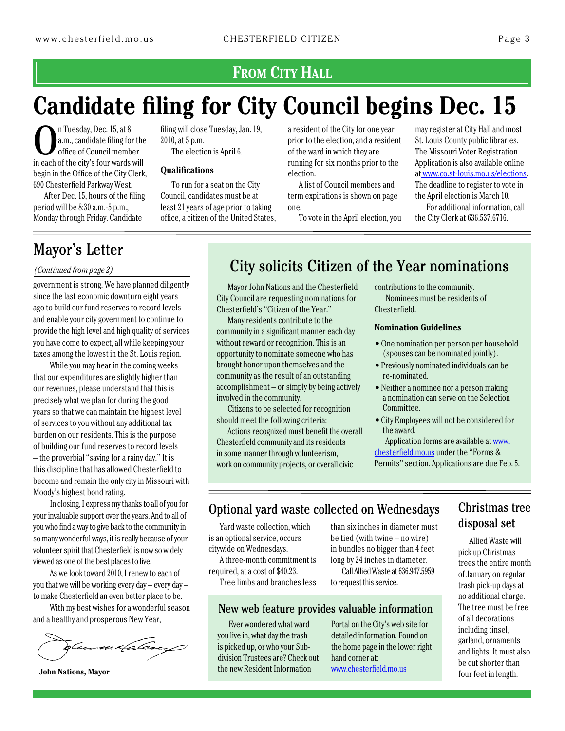## From City Hall

# Candidate filing for City Council begins Dec. 15

On Tuesday, Dec. 15, at 8 a.m., candidate filing for the office of Council member in each of the city's four wards will begin in the Office of the City Clerk, 690 Chesterfield Parkway West.

After Dec. 15, hours of the filing period will be 8:30 a.m.-5 p.m., Monday through Friday. Candidate filing will close Tuesday, Jan. 19, 2010, at 5 p.m.

The election is April 6.

**Qualifications**

To run for a seat on the City Council, candidates must be at least 21 years of age prior to taking office, a citizen of the United States, a resident of the City for one year prior to the election, and a resident of the ward in which they are running for six months prior to the election.

A list of Council members and term expirations is shown on page one.

To vote in the April election, you may register at City Hall and most St. Louis County public libraries. The Missouri Voter Registration Application is also available online at www.co.st-louis.mo.us/elections. The deadline to register to vote in the April election is March 10.

For additional information, call the City Clerk at 636.537.6716.

## Mayor's Letter

*(Continued from page 2)*

government is strong. We have planned diligently since the last economic downturn eight years ago to build our fund reserves to record levels and enable your city government to continue to provide the high level and high quality of services you have come to expect, all while keeping your taxes among the lowest in the St. Louis region.

While you may hear in the coming weeks that our expenditures are slightly higher than our revenues, please understand that this is precisely what we plan for during the good years so that we can maintain the highest level of services to you without any additional tax burden on our residents. This is the purpose of building our fund reserves to record levels – the proverbial "saving for a rainy day." It is this discipline that has allowed Chesterfield to become and remain the only city in Missouri with Moody's highest bond rating.

In closing, I express my thanks to all of you for your invaluable support over the years. And to all of you who find a way to give back to the community in so many wonderful ways, it is really because of your volunteer spirit that Chesterfield is now so widely viewed as one of the best places to live.

As we look toward 2010, I renew to each of you that we will be working every day – every day – to make Chesterfield an even better place to be.

With my best wishes for a wonderful season and a healthy and prosperous New Year,

**John Nations, Mayor**

## City solicits Citizen of the Year nominations

Mayor John Nations and the Chesterfield City Council are requesting nominations for Chesterfield's "Citizen of the Year."

Many residents contribute to the community in a significant manner each day without reward or recognition. This is an opportunity to nominate someone who has brought honor upon themselves and the community as the result of an outstanding accomplishment – or simply by being actively involved in the community.

Citizens to be selected for recognition should meet the following criteria:

Actions recognized must benefit the overall Chesterfield community and its residents in some manner through volunteerism, work on community projects, or overall civic contributions to the community.

Nominees must be residents of Chesterfield.

**Nomination Guidelines**

- One nomination per person per household (spouses can be nominated jointly).
- Previously nominated individuals can be re-nominated.
- Neither a nominee nor a person making a nomination can serve on the Selection Committee.
- City Employees will not be considered for the award.

Application forms are available at www.chesterfield.mo.us under the "Forms & Permits" section. Applications are due Feb. 5.

## Optional yard waste collected on Wednesdays

Yard waste collection, which is an optional service, occurs citywide on Wednesdays.

A three-month commitment is required, at a cost of $40.23.

Tree limbs and branches less than six inches in diameter must be tied (with twine – no wire) in bundles no bigger than 4 feet long by 24 inches in diameter.

Call Allied Waste at 636.947.5959 to request this service.

## New web feature provides valuable information

Ever wondered what ward you live in, what day the trash is picked up, or who your Subdivision Trustees are? Check out the new Resident Information Portal on the City's web site for detailed information. Found on the home page in the lower right hand corner at: www.chesterfield.mo.us

## Christmas tree disposal set

Allied Waste will pick up Christmas trees the entire month of January on regular trash pick-up days at no additional charge. The tree must be free of all decorations including tinsel, garland, ornaments and lights. It must also be cut shorter than four feet in length.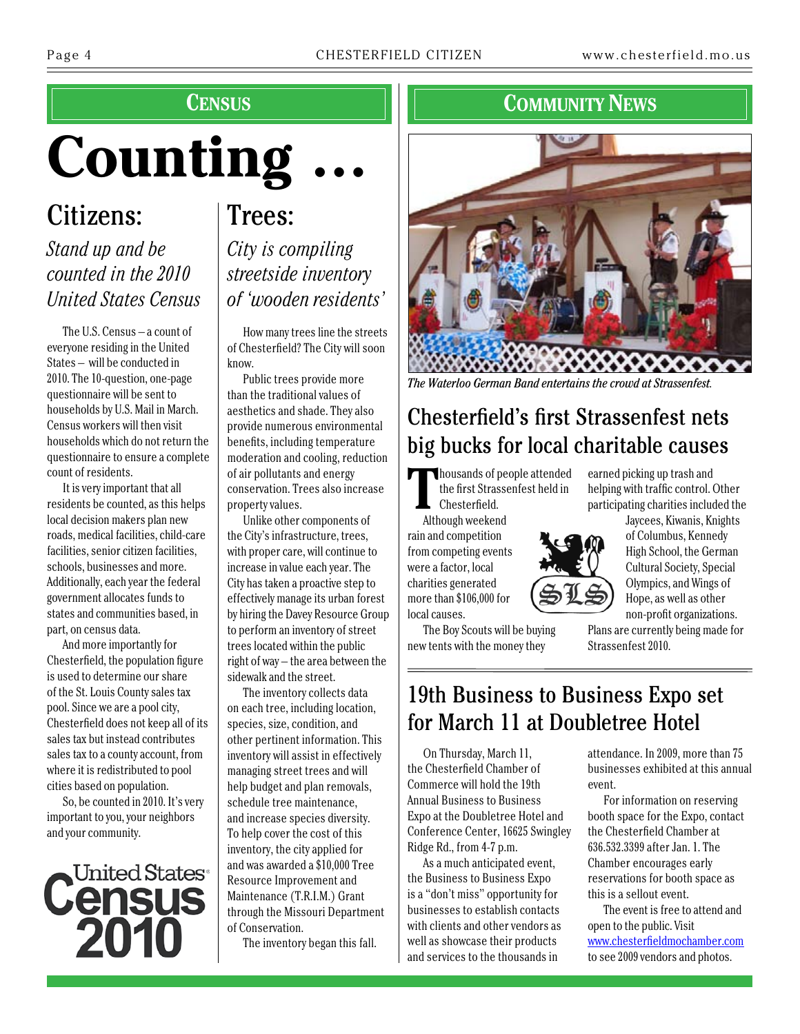## CENSUS

# Counting ...

## Citizens:

*Stand up and be counted in the 2010 United States Census*

The U.S. Census – a count of everyone residing in the United States – will be conducted in 2010. The 10-question, one-page questionnaire will be sent to households by U.S. Mail in March. Census workers will then visit households which do not return the questionnaire to ensure a complete count of residents.

It is very important that all residents be counted, as this helps local decision makers plan new roads, medical facilities, child-care facilities, senior citizen facilities, schools, businesses and more. Additionally, each year the federal government allocates funds to states and communities based, in part, on census data.

And more importantly for Chesterfield, the population figure is used to determine our share of the St. Louis County sales tax pool. Since we are a pool city, Chesterfield does not keep all of its sales tax but instead contributes sales tax to a county account, from where it is redistributed to pool cities based on population.

So, be counted in 2010. It's very important to you, your neighbors and your community.

United States Census 2010

## Trees:

*City is compiling streetside inventory of 'wooden residents'*

How many trees line the streets of Chesterfield? The City will soon know.

Public trees provide more than the traditional values of aesthetics and shade. They also provide numerous environmental benefits, including temperature moderation and cooling, reduction of air pollutants and energy conservation. Trees also increase property values.

Unlike other components of the City's infrastructure, trees, with proper care, will continue to increase in value each year. The City has taken a proactive step to effectively manage its urban forest by hiring the Davey Resource Group to perform an inventory of street trees located within the public right of way – the area between the sidewalk and the street.

The inventory collects data on each tree, including location, species, size, condition, and other pertinent information. This inventory will assist in effectively managing street trees and will help budget and plan removals, schedule tree maintenance, and increase species diversity. To help cover the cost of this inventory, the city applied for and was awarded a $10,000 Tree Resource Improvement and Maintenance (T.R.I.M.) Grant through the Missouri Department of Conservation.

The inventory began this fall.

## COMMUNITY NEWS

*The Waterloo German Band entertains the crowd at Strassenfest.*

## Chesterfield's first Strassenfest nets big bucks for local charitable causes

Thousands of people attended the first Strassenfest held in Chesterfield.

Although weekend rain and competition from competing events were a factor, local charities generated more than $106,000 for local causes.

The Boy Scouts will be buying new tents with the money they earned picking up trash and helping with traffic control. Other participating charities included the Jaycees, Kiwanis, Knights of Columbus, Kennedy High School, the German Cultural Society, Special Olympics, and Wings of Hope, as well as other non-profit organizations.

Plans are currently being made for Strassenfest 2010.

## 19th Business to Business Expo set for March 11 at Doubletree Hotel

On Thursday, March 11, the Chesterfield Chamber of Commerce will hold the 19th Annual Business to Business Expo at the Doubletree Hotel and Conference Center, 16625 Swingley Ridge Rd., from 4-7 p.m.

As a much anticipated event, the Business to Business Expo is a "don't miss" opportunity for businesses to establish contacts with clients and other vendors as well as showcase their products and services to the thousands in attendance. In 2009, more than 75 businesses exhibited at this annual event.

For information on reserving booth space for the Expo, contact the Chesterfield Chamber at 636.532.3399 after Jan. 1. The Chamber encourages early reservations for booth space as this is a sellout event.

The event is free to attend and open to the public. Visit www.chesterfieldmochamber.com to see 2009 vendors and photos.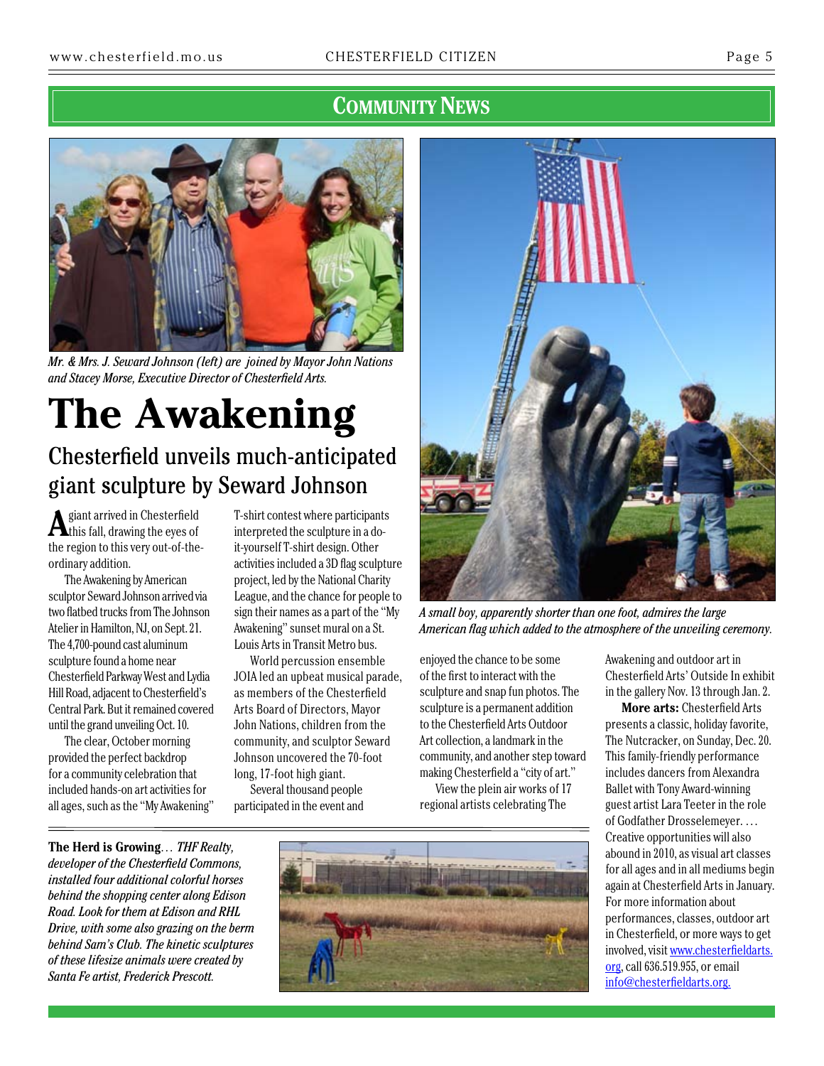## Community News

*Mr. & Mrs. J. Seward Johnson (left) are joined by Mayor John Nations and Stacey Morse, Executive Director of Chesterfield Arts.*

# The Awakening

## Chesterfield unveils much-anticipated giant sculpture by Seward Johnson

A giant arrived in Chesterfield this fall, drawing the eyes of the region to this very out-of-the-ordinary addition.

The Awakening by American sculptor Seward Johnson arrived via two flatbed trucks from The Johnson Atelier in Hamilton, NJ, on Sept. 21. The 4,700-pound cast aluminum sculpture found a home near Chesterfield Parkway West and Lydia Hill Road, adjacent to Chesterfield's Central Park. But it remained covered until the grand unveiling Oct. 10.

The clear, October morning provided the perfect backdrop for a community celebration that included hands-on art activities for all ages, such as the "My Awakening" T-shirt contest where participants interpreted the sculpture in a do-it-yourself T-shirt design. Other activities included a 3D flag sculpture project, led by the National Charity League, and the chance for people to sign their names as a part of the "My Awakening" sunset mural on a St. Louis Arts in Transit Metro bus.

World percussion ensemble JOIA led an upbeat musical parade, as members of the Chesterfield Arts Board of Directors, Mayor John Nations, children from the community, and sculptor Seward Johnson uncovered the 70-foot long, 17-foot high giant.

Several thousand people participated in the event and enjoyed the chance to be some of the first to interact with the sculpture and snap fun photos. The sculpture is a permanent addition to the Chesterfield Arts Outdoor Art collection, a landmark in the community, and another step toward making Chesterfield a "city of art."

View the plein air works of 17 regional artists celebrating The Awakening and outdoor art in Chesterfield Arts' Outside In exhibit in the gallery Nov. 13 through Jan. 2.

*A small boy, apparently shorter than one foot, admires the large American flag which added to the atmosphere of the unveiling ceremony.*

**More arts:** Chesterfield Arts presents a classic, holiday favorite, The Nutcracker, on Sunday, Dec. 20. This family-friendly performance includes dancers from Alexandra Ballet with Tony Award-winning guest artist Lara Teeter in the role of Godfather Drosselemeyer. … Creative opportunities will also abound in 2010, as visual art classes for all ages and in all mediums begin again at Chesterfield Arts in January. For more information about performances, classes, outdoor art in Chesterfield, or more ways to get involved, visit www.chesterfieldarts.org, call 636.519.955, or email info@chesterfieldarts.org.

**The Herd is Growing**… *THF Realty, developer of the Chesterfield Commons, installed four additional colorful horses behind the shopping center along Edison Road. Look for them at Edison and RHL Drive, with some also grazing on the berm behind Sam's Club. The kinetic sculptures of these lifesize animals were created by Santa Fe artist, Frederick Prescott.*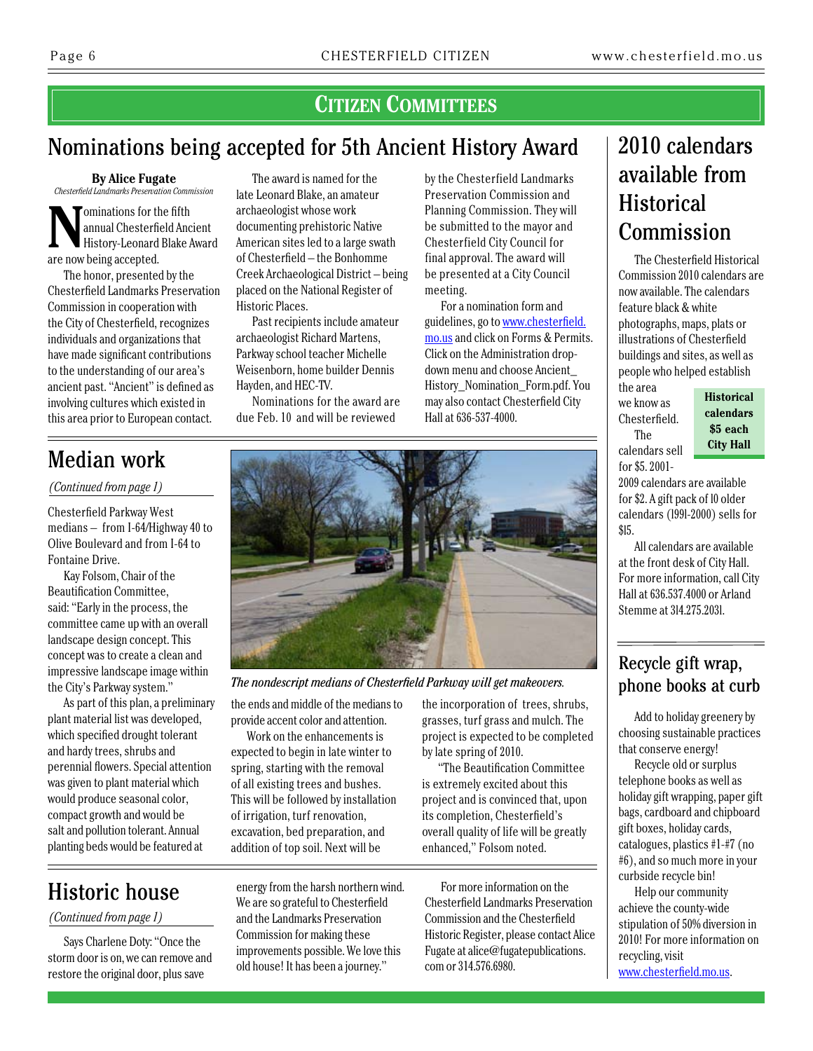## Citizen Committees

# Nominations being accepted for 5th Ancient History Award

**By Alice Fugate**
*Chesterfield Landmarks Preservation Commission*

Nominations for the fifth annual Chesterfield Ancient History-Leonard Blake Award are now being accepted.

The honor, presented by the Chesterfield Landmarks Preservation Commission in cooperation with the City of Chesterfield, recognizes individuals and organizations that have made significant contributions to the understanding of our area's ancient past. "Ancient" is defined as involving cultures which existed in this area prior to European contact.

The award is named for the late Leonard Blake, an amateur archaeologist whose work documenting prehistoric Native American sites led to a large swath of Chesterfield – the Bonhomme Creek Archaeological District – being placed on the National Register of Historic Places.

Past recipients include amateur archaeologist Richard Martens, Parkway school teacher Michelle Weisenborn, home builder Dennis Hayden, and HEC-TV.

Nominations for the award are due Feb. 10 and will be reviewed by the Chesterfield Landmarks Preservation Commission and Planning Commission. They will be submitted to the mayor and Chesterfield City Council for final approval. The award will be presented at a City Council meeting.

For a nomination form and guidelines, go to www.chesterfield.mo.us and click on Forms & Permits. Click on the Administration drop-down menu and choose Ancient_History_Nomination_Form.pdf. You may also contact Chesterfield City Hall at 636-537-4000.

# 2010 calendars available from Historical Commission

The Chesterfield Historical Commission 2010 calendars are now available. The calendars feature black & white photographs, maps, plats or illustrations of Chesterfield buildings and sites, as well as people who helped establish the area we know as Chesterfield.

**Historical calendars $5 each City Hall**

The calendars sell for $5. 2001-2009 calendars are available for $2. A gift pack of 10 older calendars (1991-2000) sells for $15.

All calendars are available at the front desk of City Hall. For more information, call City Hall at 636.537.4000 or Arland Stemme at 314.275.2031.

# Median work

*(Continued from page 1)*

Chesterfield Parkway West medians – from I-64/Highway 40 to Olive Boulevard and from I-64 to Fontaine Drive.

Kay Folsom, Chair of the Beautification Committee, said: "Early in the process, the committee came up with an overall landscape design concept. This concept was to create a clean and impressive landscape image within the City's Parkway system."

As part of this plan, a preliminary plant material list was developed, which specified drought tolerant and hardy trees, shrubs and perennial flowers. Special attention was given to plant material which would produce seasonal color, compact growth and would be salt and pollution tolerant. Annual planting beds would be featured at the ends and middle of the medians to provide accent color and attention.

*The nondescript medians of Chesterfield Parkway will get makeovers.*

Work on the enhancements is expected to begin in late winter to spring, starting with the removal of all existing trees and bushes. This will be followed by installation of irrigation, turf renovation, excavation, bed preparation, and addition of top soil. Next will be the incorporation of trees, shrubs, grasses, turf grass and mulch. The project is expected to be completed by late spring of 2010.

"The Beautification Committee is extremely excited about this project and is convinced that, upon its completion, Chesterfield's overall quality of life will be greatly enhanced," Folsom noted.

# Recycle gift wrap, phone books at curb

Add to holiday greenery by choosing sustainable practices that conserve energy!

Recycle old or surplus telephone books as well as holiday gift wrapping, paper gift bags, cardboard and chipboard gift boxes, holiday cards, catalogues, plastics #1-#7 (no #6), and so much more in your curbside recycle bin!

Help our community achieve the county-wide stipulation of 50% diversion in 2010! For more information on recycling, visit www.chesterfield.mo.us.

# Historic house

*(Continued from page 1)*

Says Charlene Doty: "Once the storm door is on, we can remove and restore the original door, plus save energy from the harsh northern wind. We are so grateful to Chesterfield and the Landmarks Preservation Commission for making these improvements possible. We love this old house! It has been a journey."

For more information on the Chesterfield Landmarks Preservation Commission and the Chesterfield Historic Register, please contact Alice Fugate at alice@fugatepublications.com or 314.576.6980.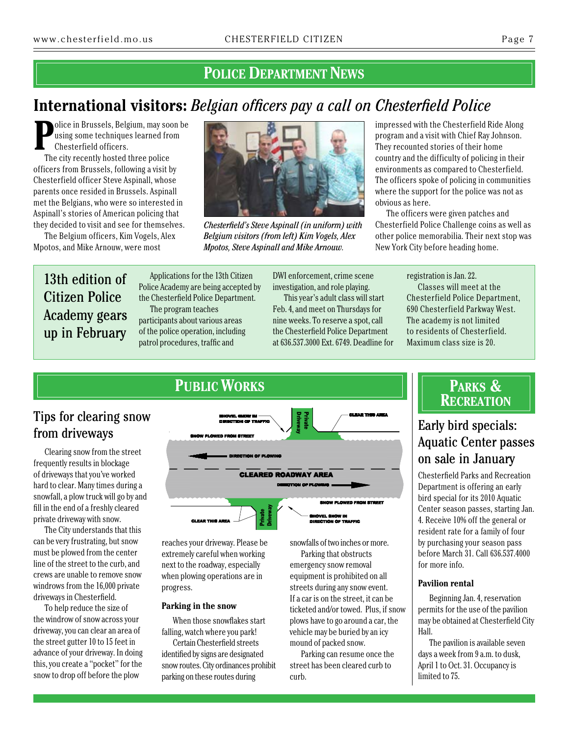# Police Department News

## International visitors: *Belgian officers pay a call on Chesterfield Police*

Police in Brussels, Belgium, may soon be using some techniques learned from Chesterfield officers.

The city recently hosted three police officers from Brussels, following a visit by Chesterfield officer Steve Aspinall, whose parents once resided in Brussels. Aspinall met the Belgians, who were so interested in Aspinall's stories of American policing that they decided to visit and see for themselves.

The Belgium officers, Kim Vogels, Alex Mpotos, and Mike Arnouw, were most impressed with the Chesterfield Ride Along program and a visit with Chief Ray Johnson. They recounted stories of their home country and the difficulty of policing in their environments as compared to Chesterfield. The officers spoke of policing in communities where the support for the police was not as obvious as here.

The officers were given patches and Chesterfield Police Challenge coins as well as other police memorabilia. Their next stop was New York City before heading home.

*Chesterfield's Steve Aspinall (in uniform) with Belgium visitors (from left) Kim Vogels, Alex Mpotos, Steve Aspinall and Mike Arnouw.*

## 13th edition of Citizen Police Academy gears up in February

Applications for the 13th Citizen Police Academy are being accepted by the Chesterfield Police Department.

The program teaches participants about various areas of the police operation, including patrol procedures, traffic and DWI enforcement, crime scene investigation, and role playing.

This year's adult class will start Feb. 4, and meet on Thursdays for nine weeks. To reserve a spot, call the Chesterfield Police Department at 636.537.3000 Ext. 6749. Deadline for registration is Jan. 22.

Classes will meet at the Chesterfield Police Department, 690 Chesterfield Parkway West. The academy is not limited to residents of Chesterfield. Maximum class size is 20.

# Public Works

## Tips for clearing snow from driveways

Clearing snow from the street frequently results in blockage of driveways that you've worked hard to clear. Many times during a snowfall, a plow truck will go by and fill in the end of a freshly cleared private driveway with snow.

The City understands that this can be very frustrating, but snow must be plowed from the center line of the street to the curb, and crews are unable to remove snow windrows from the 16,000 private driveways in Chesterfield.

To help reduce the size of the windrow of snow across your driveway, you can clear an area of the street gutter 10 to 15 feet in advance of your driveway. In doing this, you create a "pocket" for the snow to drop off before the plow reaches your driveway. Please be extremely careful when working next to the roadway, especially when plowing operations are in progress.

SHOVEL SNOW IN DIRECTION OF TRAFFIC · Private Driveway · CLEAR THIS AREA · SNOW PLOWED FROM STREET · DIRECTION OF PLOWING · CLEARED ROADWAY AREA · DIRECTION OF PLOWING · SNOW PLOWED FROM STREET · CLEAR THIS AREA · Private Driveway · SHOVEL SNOW IN DIRECTION OF TRAFFIC

### Parking in the snow

When those snowflakes start falling, watch where you park!

Certain Chesterfield streets identified by signs are designated snow routes. City ordinances prohibit parking on these routes during snowfalls of two inches or more.

Parking that obstructs emergency snow removal equipment is prohibited on all streets during any snow event. If a car is on the street, it can be ticketed and/or towed. Plus, if snow plows have to go around a car, the vehicle may be buried by an icy mound of packed snow.

Parking can resume once the street has been cleared curb to curb.

# Parks & Recreation

## Early bird specials: Aquatic Center passes on sale in January

Chesterfield Parks and Recreation Department is offering an early bird special for its 2010 Aquatic Center season passes, starting Jan. 4. Receive 10% off the general or resident rate for a family of four by purchasing your season pass before March 31. Call 636.537.4000 for more info.

### Pavilion rental

Beginning Jan. 4, reservation permits for the use of the pavilion may be obtained at Chesterfield City Hall.

The pavilion is available seven days a week from 9 a.m. to dusk, April 1 to Oct. 31. Occupancy is limited to 75.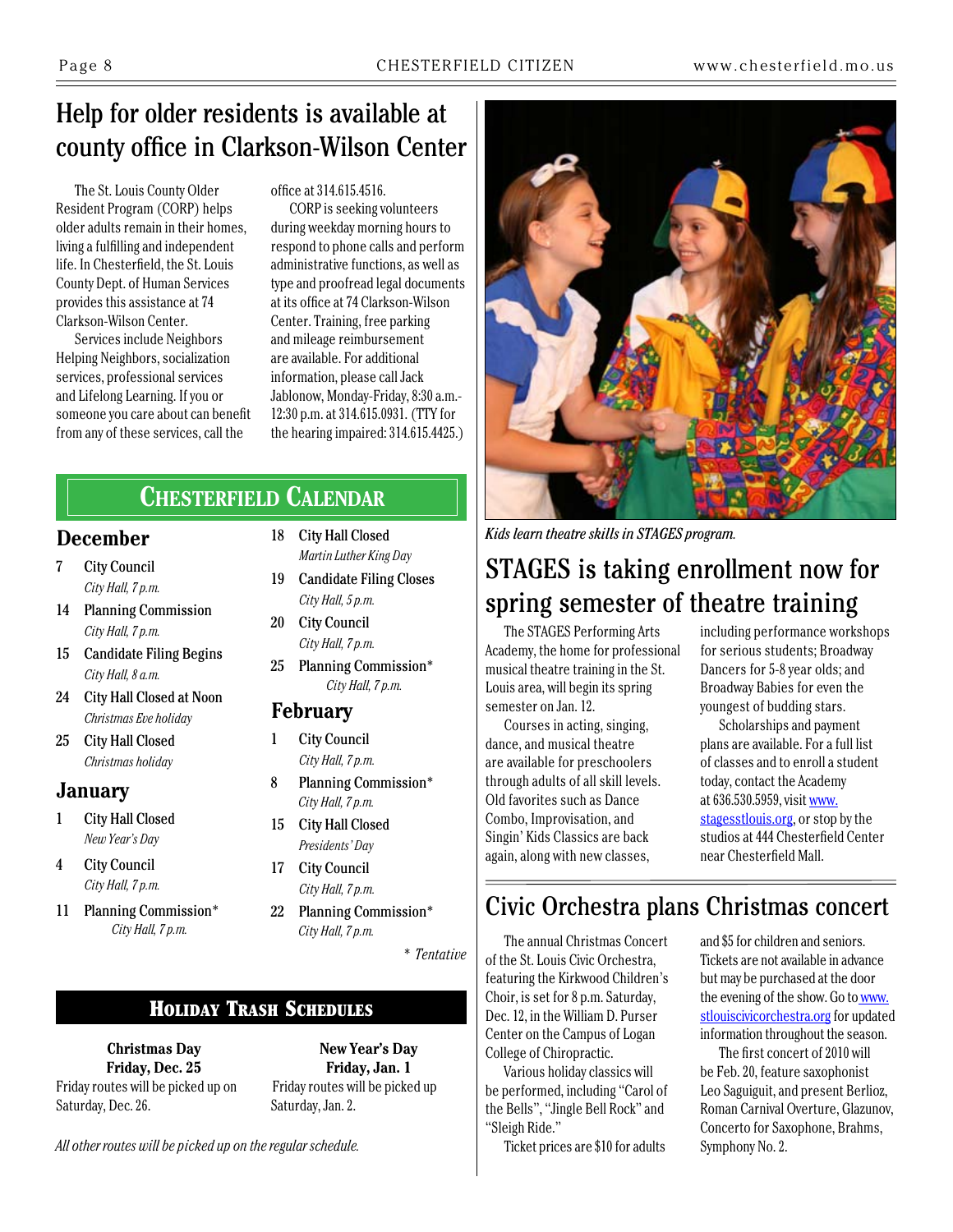# Help for older residents is available at county office in Clarkson-Wilson Center

The St. Louis County Older Resident Program (CORP) helps older adults remain in their homes, living a fulfilling and independent life. In Chesterfield, the St. Louis County Dept. of Human Services provides this assistance at 74 Clarkson-Wilson Center.

Services include Neighbors Helping Neighbors, socialization services, professional services and Lifelong Learning. If you or someone you care about can benefit from any of these services, call the office at 314.615.4516.

CORP is seeking volunteers during weekday morning hours to respond to phone calls and perform administrative functions, as well as type and proofread legal documents at its office at 74 Clarkson-Wilson Center. Training, free parking and mileage reimbursement are available. For additional information, please call Jack Jablonow, Monday-Friday, 8:30 a.m.-12:30 p.m. at 314.615.0931. (TTY for the hearing impaired: 314.615.4425.)

## Chesterfield Calendar

### December

- 7 City Council — *City Hall, 7 p.m.*
- 14 Planning Commission — *City Hall, 7 p.m.*
- 15 Candidate Filing Begins — *City Hall, 8 a.m.*
- 24 City Hall Closed at Noon — *Christmas Eve holiday*
- 25 City Hall Closed — *Christmas holiday*

### January

- 1 City Hall Closed — *New Year's Day*
- 4 City Council — *City Hall, 7 p.m.*
- 11 Planning Commission* — *City Hall, 7 p.m.*
- 18 City Hall Closed — *Martin Luther King Day*
- 19 Candidate Filing Closes — *City Hall, 5 p.m.*
- 20 City Council — *City Hall, 7 p.m.*
- 25 Planning Commission* — *City Hall, 7 p.m.*

### February

- 1 City Council — *City Hall, 7 p.m.*
- 8 Planning Commission* — *City Hall, 7 p.m.*
- 15 City Hall Closed — *Presidents' Day*
- 17 City Council — *City Hall, 7 p.m.*
- 22 Planning Commission* — *City Hall, 7 p.m.*

\* *Tentative*

## Holiday Trash Schedules

**Christmas Day**
**Friday, Dec. 25**
Friday routes will be picked up on Saturday, Dec. 26.

**New Year's Day**
**Friday, Jan. 1**
Friday routes will be picked up Saturday, Jan. 2.

*All other routes will be picked up on the regular schedule.*

*Kids learn theatre skills in STAGES program.*

# STAGES is taking enrollment now for spring semester of theatre training

The STAGES Performing Arts Academy, the home for professional musical theatre training in the St. Louis area, will begin its spring semester on Jan. 12.

Courses in acting, singing, dance, and musical theatre are available for preschoolers through adults of all skill levels. Old favorites such as Dance Combo, Improvisation, and Singin' Kids Classics are back again, along with new classes, including performance workshops for serious students; Broadway Dancers for 5-8 year olds; and Broadway Babies for even the youngest of budding stars.

Scholarships and payment plans are available. For a full list of classes and to enroll a student today, contact the Academy at 636.530.5959, visit www.stagesstlouis.org, or stop by the studios at 444 Chesterfield Center near Chesterfield Mall.

# Civic Orchestra plans Christmas concert

The annual Christmas Concert of the St. Louis Civic Orchestra, featuring the Kirkwood Children's Choir, is set for 8 p.m. Saturday, Dec. 12, in the William D. Purser Center on the Campus of Logan College of Chiropractic.

Various holiday classics will be performed, including "Carol of the Bells", "Jingle Bell Rock" and "Sleigh Ride."

Ticket prices are $10 for adults and $5 for children and seniors. Tickets are not available in advance but may be purchased at the door the evening of the show. Go to www.stlouiscivicorchestra.org for updated information throughout the season.

The first concert of 2010 will be Feb. 20, feature saxophonist Leo Saguiguit, and present Berlioz, Roman Carnival Overture, Glazunov, Concerto for Saxophone, Brahms, Symphony No. 2.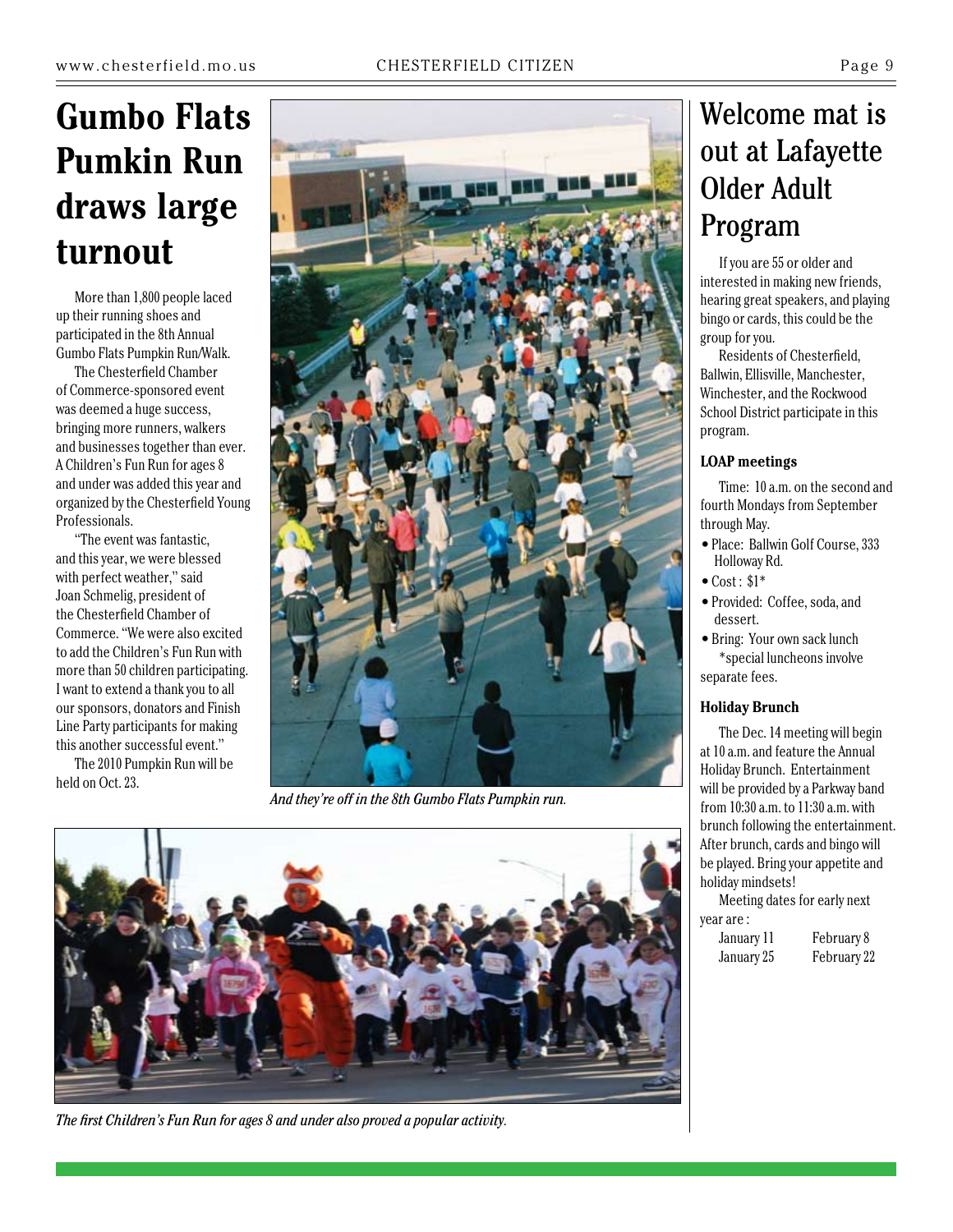# Gumbo Flats Pumkin Run draws large turnout

More than 1,800 people laced up their running shoes and participated in the 8th Annual Gumbo Flats Pumpkin Run/Walk.

The Chesterfield Chamber of Commerce-sponsored event was deemed a huge success, bringing more runners, walkers and businesses together than ever. A Children's Fun Run for ages 8 and under was added this year and organized by the Chesterfield Young Professionals.

"The event was fantastic, and this year, we were blessed with perfect weather," said Joan Schmelig, president of the Chesterfield Chamber of Commerce. "We were also excited to add the Children's Fun Run with more than 50 children participating. I want to extend a thank you to all our sponsors, donators and Finish Line Party participants for making this another successful event."

The 2010 Pumpkin Run will be held on Oct. 23.

*And they're off in the 8th Gumbo Flats Pumpkin run.*

*The first Children's Fun Run for ages 8 and under also proved a popular activity.*

# Welcome mat is out at Lafayette Older Adult Program

If you are 55 or older and interested in making new friends, hearing great speakers, and playing bingo or cards, this could be the group for you.

Residents of Chesterfield, Ballwin, Ellisville, Manchester, Winchester, and the Rockwood School District participate in this program.

### LOAP meetings

Time: 10 a.m. on the second and fourth Mondays from September through May.

- Place: Ballwin Golf Course, 333 Holloway Rd.
- Cost : $1*
- Provided: Coffee, soda, and dessert.
- Bring: Your own sack lunch

*special luncheons involve separate fees.

### Holiday Brunch

The Dec. 14 meeting will begin at 10 a.m. and feature the Annual Holiday Brunch. Entertainment will be provided by a Parkway band from 10:30 a.m. to 11:30 a.m. with brunch following the entertainment. After brunch, cards and bingo will be played. Bring your appetite and holiday mindsets!

Meeting dates for early next year are :

January 11 February 8
January 25 February 22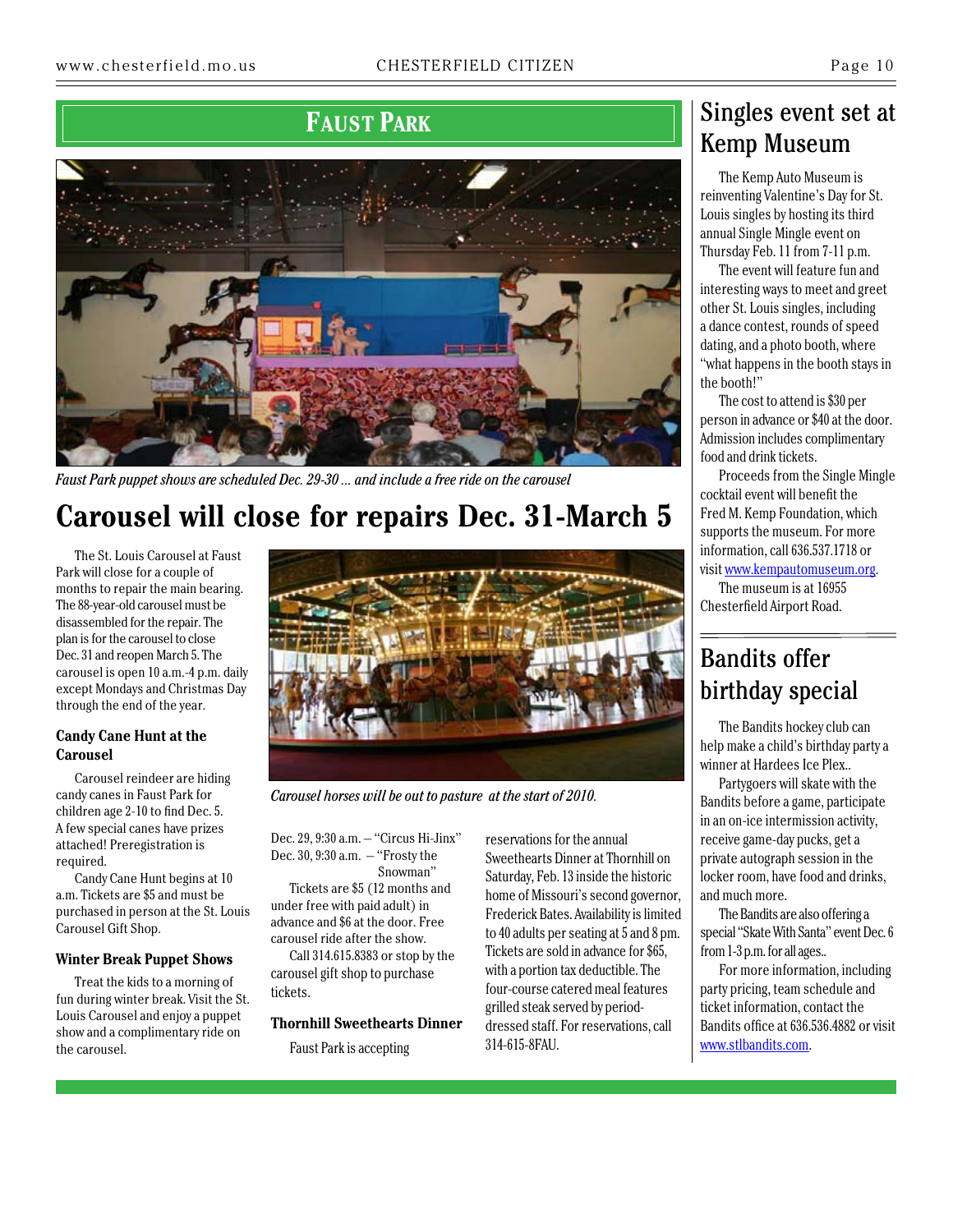## Faust Park

*Faust Park puppet shows are scheduled Dec. 29-30 ... and include a free ride on the carousel*

# Carousel will close for repairs Dec. 31-March 5

The St. Louis Carousel at Faust Park will close for a couple of months to repair the main bearing. The 88-year-old carousel must be disassembled for the repair. The plan is for the carousel to close Dec. 31 and reopen March 5. The carousel is open 10 a.m.-4 p.m. daily except Mondays and Christmas Day through the end of the year.

*Carousel horses will be out to pasture at the start of 2010.*

### Candy Cane Hunt at the Carousel

Carousel reindeer are hiding candy canes in Faust Park for children age 2-10 to find Dec. 5. A few special canes have prizes attached! Preregistration is required.

Candy Cane Hunt begins at 10 a.m. Tickets are $5 and must be purchased in person at the St. Louis Carousel Gift Shop.

### Winter Break Puppet Shows

Treat the kids to a morning of fun during winter break. Visit the St. Louis Carousel and enjoy a puppet show and a complimentary ride on the carousel.

Dec. 29, 9:30 a.m. – "Circus Hi-Jinx"
Dec. 30, 9:30 a.m. – "Frosty the Snowman"

Tickets are $5 (12 months and under free with paid adult) in advance and $6 at the door. Free carousel ride after the show.

Call 314.615.8383 or stop by the carousel gift shop to purchase tickets.

### Thornhill Sweethearts Dinner

Faust Park is accepting reservations for the annual Sweethearts Dinner at Thornhill on Saturday, Feb. 13 inside the historic home of Missouri's second governor, Frederick Bates. Availability is limited to 40 adults per seating at 5 and 8 pm. Tickets are sold in advance for $65, with a portion tax deductible. The four-course catered meal features grilled steak served by period-dressed staff. For reservations, call 314-615-8FAU.

## Singles event set at Kemp Museum

The Kemp Auto Museum is reinventing Valentine's Day for St. Louis singles by hosting its third annual Single Mingle event on Thursday Feb. 11 from 7-11 p.m.

The event will feature fun and interesting ways to meet and greet other St. Louis singles, including a dance contest, rounds of speed dating, and a photo booth, where "what happens in the booth stays in the booth!"

The cost to attend is $30 per person in advance or $40 at the door. Admission includes complimentary food and drink tickets.

Proceeds from the Single Mingle cocktail event will benefit the Fred M. Kemp Foundation, which supports the museum. For more information, call 636.537.1718 or visit www.kempautomuseum.org.

The museum is at 16955 Chesterfield Airport Road.

## Bandits offer birthday special

The Bandits hockey club can help make a child's birthday party a winner at Hardees Ice Plex..

Partygoers will skate with the Bandits before a game, participate in an on-ice intermission activity, receive game-day pucks, get a private autograph session in the locker room, have food and drinks, and much more.

The Bandits are also offering a special "Skate With Santa" event Dec. 6 from 1-3 p.m. for all ages..

For more information, including party pricing, team schedule and ticket information, contact the Bandits office at 636.536.4882 or visit www.stlbandits.com.